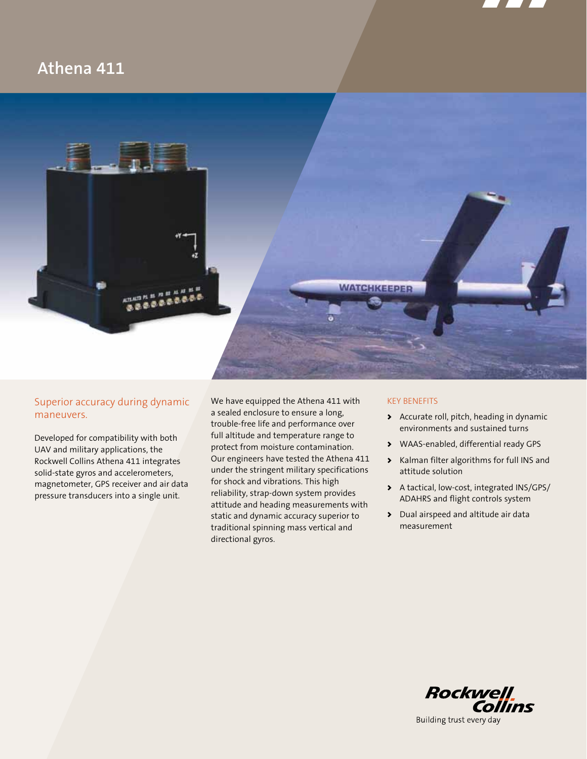# Athena 411

## Superior accuracy during dynamic maneuvers.

Developed for compatibility with both UAV and military applications, the Rockwell Collins Athena 411 integrates solid-state gyros and accelerometers, magnetometer, GPS receiver and air data pressure transducers into a single unit.

We have equipped the Athena 411 with a sealed enclosure to ensure a long, trouble-free life and performance over full altitude and temperature range to protect from moisture contamination. Our engineers have tested the Athena 411 under the stringent military specifications for shock and vibrations. This high reliability, strap-down system provides attitude and heading measurements with static and dynamic accuracy superior to traditional spinning mass vertical and directional gyros.

### KEY BENEFITS

- Accurate roll, pitch, heading in dynamic environments and sustained turns
- WAAS-enabled, differential ready GPS
- Kalman filter algorithms for full INS and attitude solution
- A tactical, low-cost, integrated INS/GPS/ ADAHRS and flight controls system
- Dual airspeed and altitude air data measurement

Rockwell Collins

Building trust every day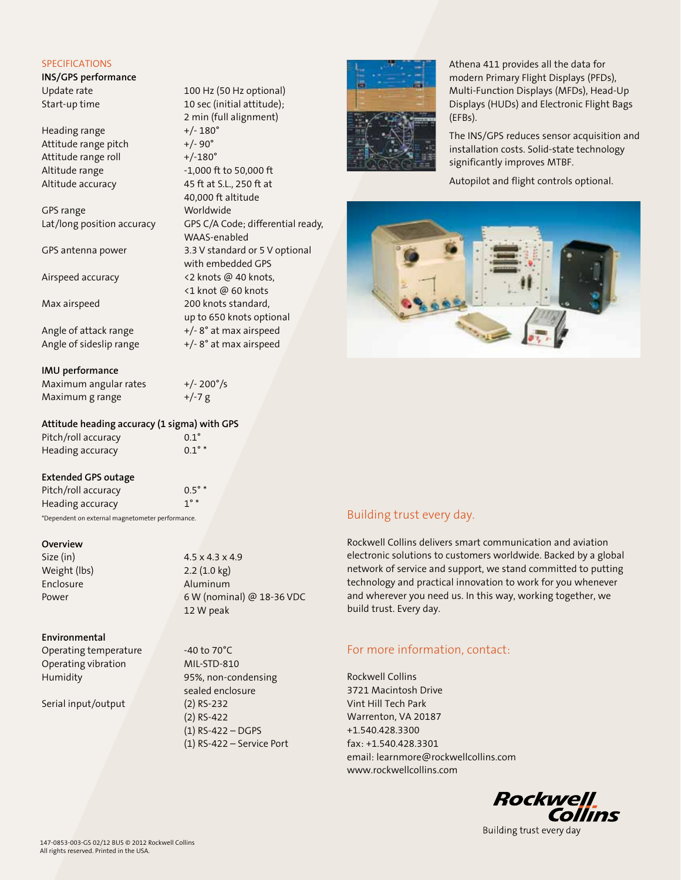## SPECIFICATIONS

### INS/GPS performance

| | |
|---|---|
| Update rate | 100 Hz (50 Hz optional) |
| Start-up time | 10 sec (initial attitude); 2 min (full alignment) |
| Heading range | +/- 180° |
| Attitude range pitch | +/- 90° |
| Attitude range roll | +/-180° |
| Altitude range | -1,000 ft to 50,000 ft |
| Altitude accuracy | 45 ft at S.L., 250 ft at 40,000 ft altitude |
| GPS range | Worldwide |
| Lat/long position accuracy | GPS C/A Code; differential ready, WAAS-enabled |
| GPS antenna power | 3.3 V standard or 5 V optional with embedded GPS |
| Airspeed accuracy | <2 knots @ 40 knots, <1 knot @ 60 knots |
| Max airspeed | 200 knots standard, up to 650 knots optional |
| Angle of attack range | +/- 8° at max airspeed |
| Angle of sideslip range | +/- 8° at max airspeed |

### IMU performance

| | |
|---|---|
| Maximum angular rates | +/- 200°/s |
| Maximum g range | +/-7 g |

### Attitude heading accuracy (1 sigma) with GPS

| | |
|---|---|
| Pitch/roll accuracy | 0.1° |
| Heading accuracy | 0.1° * |

### Extended GPS outage

| | |
|---|---|
| Pitch/roll accuracy | 0.5° * |
| Heading accuracy | 1° * |

*Dependent on external magnetometer performance.

### Overview

| | |
|---|---|
| Size (in) | 4.5 x 4.3 x 4.9 |
| Weight (lbs) | 2.2 (1.0 kg) |
| Enclosure | Aluminum |
| Power | 6 W (nominal) @ 18-36 VDC 12 W peak |

### Environmental

| | |
|---|---|
| Operating temperature | -40 to 70°C |
| Operating vibration | MIL-STD-810 |
| Humidity | 95%, non-condensing sealed enclosure |
| Serial input/output | (2) RS-232<br>(2) RS-422<br>(1) RS-422 – DGPS<br>(1) RS-422 – Service Port |

Athena 411 provides all the data for modern Primary Flight Displays (PFDs), Multi-Function Displays (MFDs), Head-Up Displays (HUDs) and Electronic Flight Bags (EFBs).

The INS/GPS reduces sensor acquisition and installation costs. Solid-state technology significantly improves MTBF.

Autopilot and flight controls optional.

## Building trust every day.

Rockwell Collins delivers smart communication and aviation electronic solutions to customers worldwide. Backed by a global network of service and support, we stand committed to putting technology and practical innovation to work for you whenever and wherever you need us. In this way, working together, we build trust. Every day.

## For more information, contact:

Rockwell Collins
3721 Macintosh Drive
Vint Hill Tech Park
Warrenton, VA 20187
+1.540.428.3300
fax: +1.540.428.3301
email: learnmore@rockwellcollins.com
www.rockwellcollins.com

Rockwell Collins
Building trust every day

147-0853-003-GS 02/12 BUS © 2012 Rockwell Collins
All rights reserved. Printed in the USA.